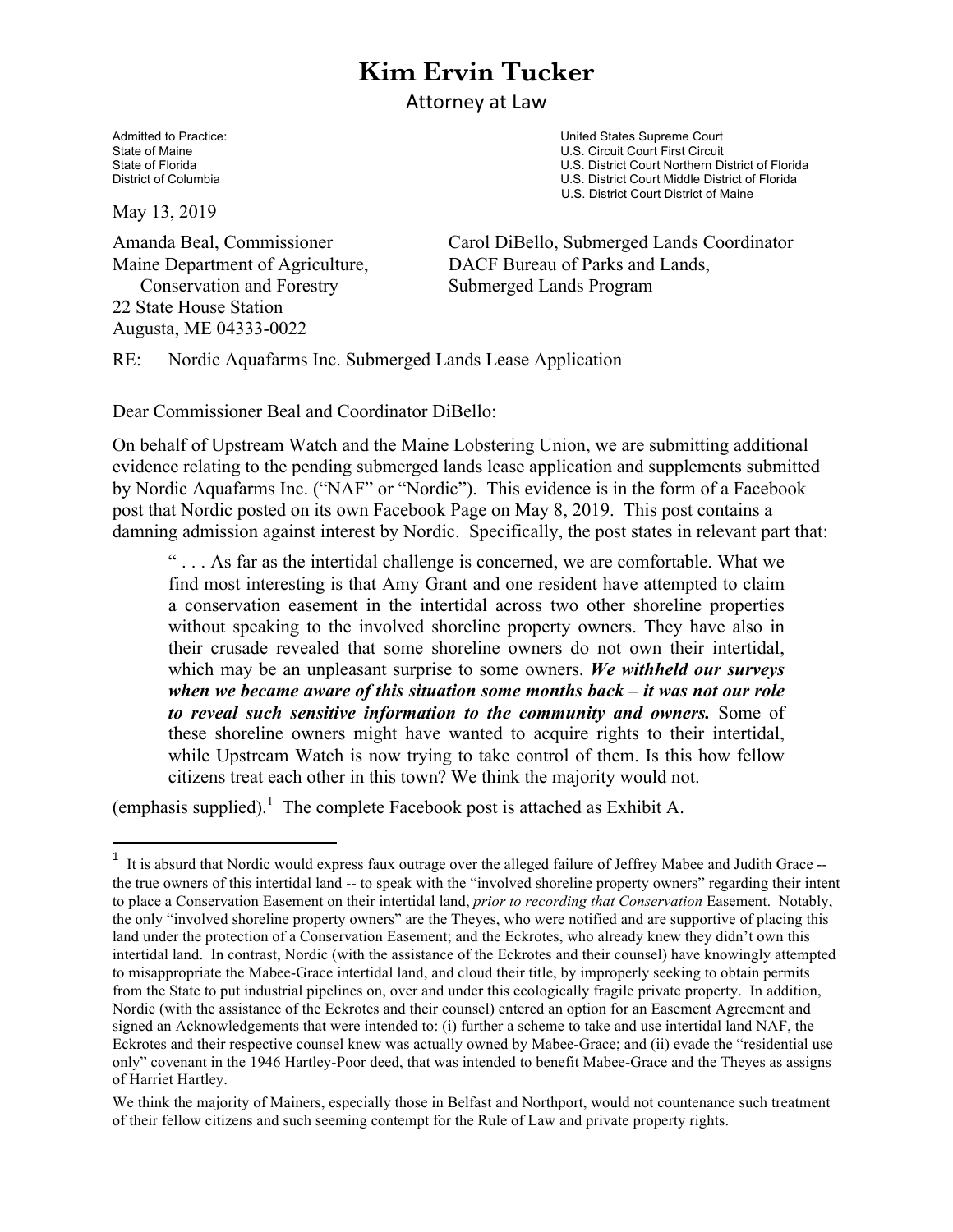# Kim Ervin Tucker

Attorney at Law

Admitted to Practice:
State of Maine
State of Florida
District of Columbia

United States Supreme Court
U.S. Circuit Court First Circuit
U.S. District Court Northern District of Florida
U.S. District Court Middle District of Florida
U.S. District Court District of Maine

May 13, 2019

Amanda Beal, Commissioner
Maine Department of Agriculture,
Conservation and Forestry
22 State House Station
Augusta, ME 04333-0022

Carol DiBello, Submerged Lands Coordinator
DACF Bureau of Parks and Lands,
Submerged Lands Program

RE: Nordic Aquafarms Inc. Submerged Lands Lease Application

Dear Commissioner Beal and Coordinator DiBello:

On behalf of Upstream Watch and the Maine Lobstering Union, we are submitting additional evidence relating to the pending submerged lands lease application and supplements submitted by Nordic Aquafarms Inc. ("NAF" or "Nordic"). This evidence is in the form of a Facebook post that Nordic posted on its own Facebook Page on May 8, 2019. This post contains a damning admission against interest by Nordic. Specifically, the post states in relevant part that:

> " . . . As far as the intertidal challenge is concerned, we are comfortable. What we find most interesting is that Amy Grant and one resident have attempted to claim a conservation easement in the intertidal across two other shoreline properties without speaking to the involved shoreline property owners. They have also in their crusade revealed that some shoreline owners do not own their intertidal, which may be an unpleasant surprise to some owners. ***We withheld our surveys when we became aware of this situation some months back – it was not our role to reveal such sensitive information to the community and owners.*** Some of these shoreline owners might have wanted to acquire rights to their intertidal, while Upstream Watch is now trying to take control of them. Is this how fellow citizens treat each other in this town? We think the majority would not.

(emphasis supplied).[1] The complete Facebook post is attached as Exhibit A.

---

[1] It is absurd that Nordic would express faux outrage over the alleged failure of Jeffrey Mabee and Judith Grace -- the true owners of this intertidal land -- to speak with the "involved shoreline property owners" regarding their intent to place a Conservation Easement on their intertidal land, *prior to recording that Conservation* Easement. Notably, the only "involved shoreline property owners" are the Theyes, who were notified and are supportive of placing this land under the protection of a Conservation Easement; and the Eckrotes, who already knew they didn't own this intertidal land. In contrast, Nordic (with the assistance of the Eckrotes and their counsel) have knowingly attempted to misappropriate the Mabee-Grace intertidal land, and cloud their title, by improperly seeking to obtain permits from the State to put industrial pipelines on, over and under this ecologically fragile private property. In addition, Nordic (with the assistance of the Eckrotes and their counsel) entered an option for an Easement Agreement and signed an Acknowledgements that were intended to: (i) further a scheme to take and use intertidal land NAF, the Eckrotes and their respective counsel knew was actually owned by Mabee-Grace; and (ii) evade the "residential use only" covenant in the 1946 Hartley-Poor deed, that was intended to benefit Mabee-Grace and the Theyes as assigns of Harriet Hartley.

We think the majority of Mainers, especially those in Belfast and Northport, would not countenance such treatment of their fellow citizens and such seeming contempt for the Rule of Law and private property rights.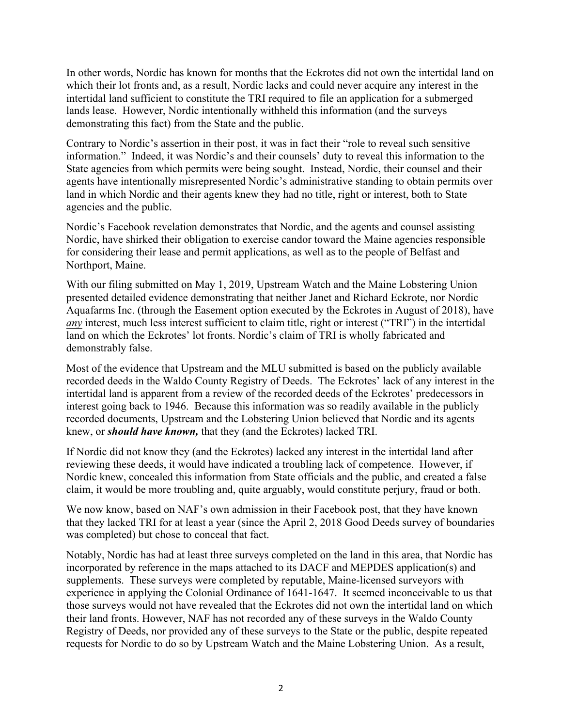In other words, Nordic has known for months that the Eckrotes did not own the intertidal land on which their lot fronts and, as a result, Nordic lacks and could never acquire any interest in the intertidal land sufficient to constitute the TRI required to file an application for a submerged lands lease. However, Nordic intentionally withheld this information (and the surveys demonstrating this fact) from the State and the public.

Contrary to Nordic's assertion in their post, it was in fact their "role to reveal such sensitive information." Indeed, it was Nordic's and their counsels' duty to reveal this information to the State agencies from which permits were being sought. Instead, Nordic, their counsel and their agents have intentionally misrepresented Nordic's administrative standing to obtain permits over land in which Nordic and their agents knew they had no title, right or interest, both to State agencies and the public.

Nordic's Facebook revelation demonstrates that Nordic, and the agents and counsel assisting Nordic, have shirked their obligation to exercise candor toward the Maine agencies responsible for considering their lease and permit applications, as well as to the people of Belfast and Northport, Maine.

With our filing submitted on May 1, 2019, Upstream Watch and the Maine Lobstering Union presented detailed evidence demonstrating that neither Janet and Richard Eckrote, nor Nordic Aquafarms Inc. (through the Easement option executed by the Eckrotes in August of 2018), have <u>*any*</u> interest, much less interest sufficient to claim title, right or interest ("TRI") in the intertidal land on which the Eckrotes' lot fronts. Nordic's claim of TRI is wholly fabricated and demonstrably false.

Most of the evidence that Upstream and the MLU submitted is based on the publicly available recorded deeds in the Waldo County Registry of Deeds. The Eckrotes' lack of any interest in the intertidal land is apparent from a review of the recorded deeds of the Eckrotes' predecessors in interest going back to 1946. Because this information was so readily available in the publicly recorded documents, Upstream and the Lobstering Union believed that Nordic and its agents knew, or ***should have known,*** that they (and the Eckrotes) lacked TRI.

If Nordic did not know they (and the Eckrotes) lacked any interest in the intertidal land after reviewing these deeds, it would have indicated a troubling lack of competence. However, if Nordic knew, concealed this information from State officials and the public, and created a false claim, it would be more troubling and, quite arguably, would constitute perjury, fraud or both.

We now know, based on NAF's own admission in their Facebook post, that they have known that they lacked TRI for at least a year (since the April 2, 2018 Good Deeds survey of boundaries was completed) but chose to conceal that fact.

Notably, Nordic has had at least three surveys completed on the land in this area, that Nordic has incorporated by reference in the maps attached to its DACF and MEPDES application(s) and supplements. These surveys were completed by reputable, Maine-licensed surveyors with experience in applying the Colonial Ordinance of 1641-1647. It seemed inconceivable to us that those surveys would not have revealed that the Eckrotes did not own the intertidal land on which their land fronts. However, NAF has not recorded any of these surveys in the Waldo County Registry of Deeds, nor provided any of these surveys to the State or the public, despite repeated requests for Nordic to do so by Upstream Watch and the Maine Lobstering Union. As a result,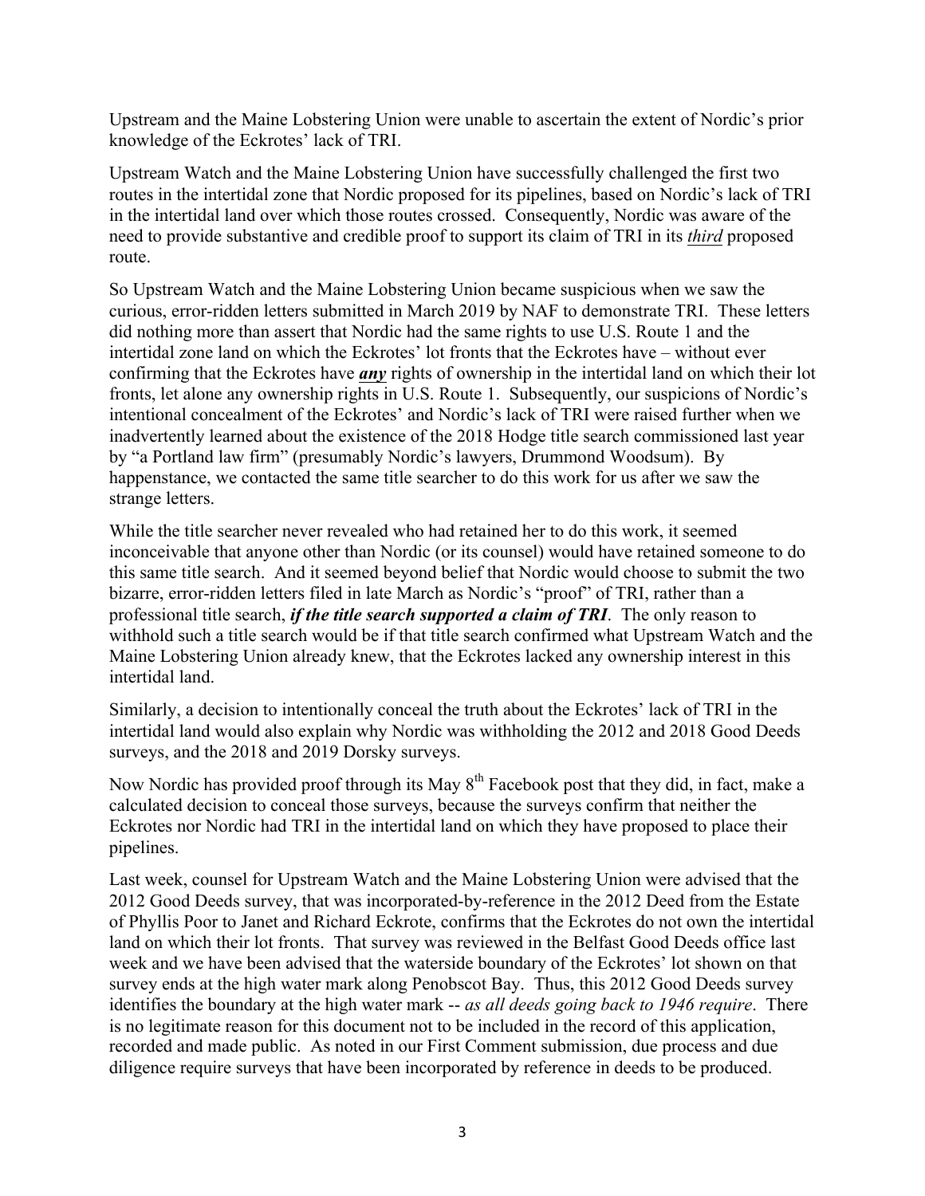Upstream and the Maine Lobstering Union were unable to ascertain the extent of Nordic's prior knowledge of the Eckrotes' lack of TRI.

Upstream Watch and the Maine Lobstering Union have successfully challenged the first two routes in the intertidal zone that Nordic proposed for its pipelines, based on Nordic's lack of TRI in the intertidal land over which those routes crossed. Consequently, Nordic was aware of the need to provide substantive and credible proof to support its claim of TRI in its ***third*** proposed route.

So Upstream Watch and the Maine Lobstering Union became suspicious when we saw the curious, error-ridden letters submitted in March 2019 by NAF to demonstrate TRI. These letters did nothing more than assert that Nordic had the same rights to use U.S. Route 1 and the intertidal zone land on which the Eckrotes' lot fronts that the Eckrotes have – without ever confirming that the Eckrotes have ***any*** rights of ownership in the intertidal land on which their lot fronts, let alone any ownership rights in U.S. Route 1. Subsequently, our suspicions of Nordic's intentional concealment of the Eckrotes' and Nordic's lack of TRI were raised further when we inadvertently learned about the existence of the 2018 Hodge title search commissioned last year by "a Portland law firm" (presumably Nordic's lawyers, Drummond Woodsum). By happenstance, we contacted the same title searcher to do this work for us after we saw the strange letters.

While the title searcher never revealed who had retained her to do this work, it seemed inconceivable that anyone other than Nordic (or its counsel) would have retained someone to do this same title search. And it seemed beyond belief that Nordic would choose to submit the two bizarre, error-ridden letters filed in late March as Nordic's "proof" of TRI, rather than a professional title search, ***if the title search supported a claim of TRI***. The only reason to withhold such a title search would be if that title search confirmed what Upstream Watch and the Maine Lobstering Union already knew, that the Eckrotes lacked any ownership interest in this intertidal land.

Similarly, a decision to intentionally conceal the truth about the Eckrotes' lack of TRI in the intertidal land would also explain why Nordic was withholding the 2012 and 2018 Good Deeds surveys, and the 2018 and 2019 Dorsky surveys.

Now Nordic has provided proof through its May 8th Facebook post that they did, in fact, make a calculated decision to conceal those surveys, because the surveys confirm that neither the Eckrotes nor Nordic had TRI in the intertidal land on which they have proposed to place their pipelines.

Last week, counsel for Upstream Watch and the Maine Lobstering Union were advised that the 2012 Good Deeds survey, that was incorporated-by-reference in the 2012 Deed from the Estate of Phyllis Poor to Janet and Richard Eckrote, confirms that the Eckrotes do not own the intertidal land on which their lot fronts. That survey was reviewed in the Belfast Good Deeds office last week and we have been advised that the waterside boundary of the Eckrotes' lot shown on that survey ends at the high water mark along Penobscot Bay. Thus, this 2012 Good Deeds survey identifies the boundary at the high water mark -- *as all deeds going back to 1946 require*. There is no legitimate reason for this document not to be included in the record of this application, recorded and made public. As noted in our First Comment submission, due process and due diligence require surveys that have been incorporated by reference in deeds to be produced.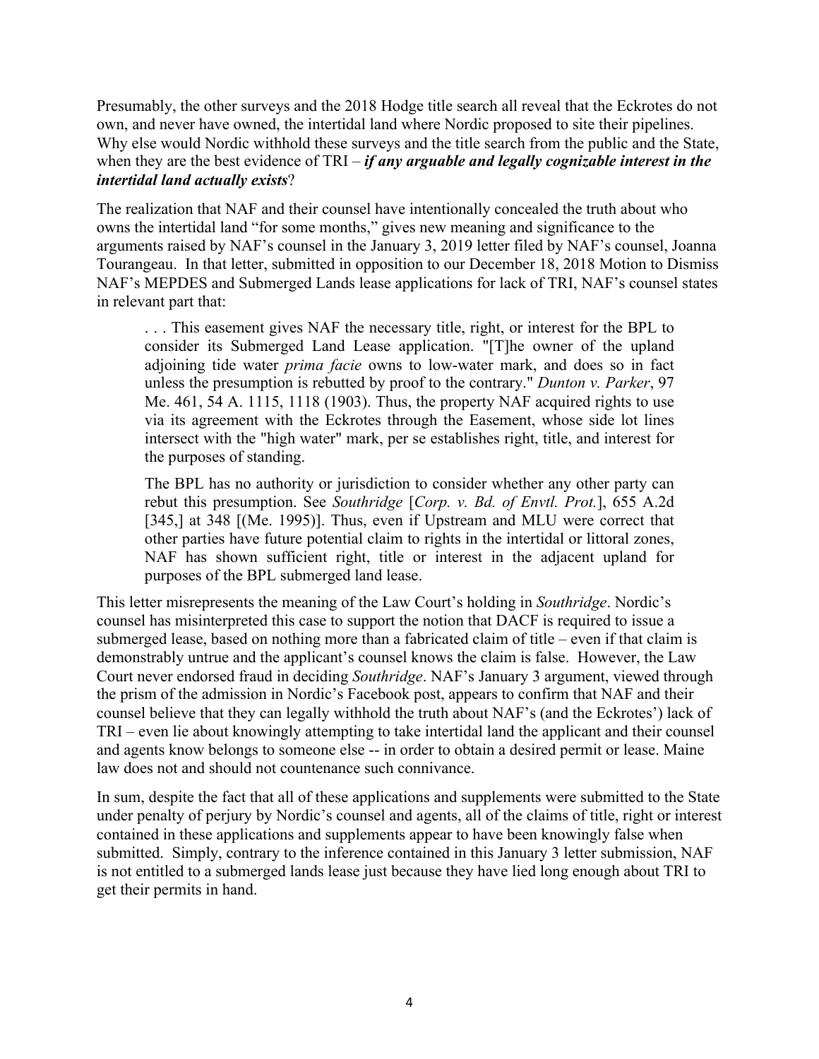Presumably, the other surveys and the 2018 Hodge title search all reveal that the Eckrotes do not own, and never have owned, the intertidal land where Nordic proposed to site their pipelines. Why else would Nordic withhold these surveys and the title search from the public and the State, when they are the best evidence of TRI – ***if any arguable and legally cognizable interest in the intertidal land actually exists***?

The realization that NAF and their counsel have intentionally concealed the truth about who owns the intertidal land "for some months," gives new meaning and significance to the arguments raised by NAF's counsel in the January 3, 2019 letter filed by NAF's counsel, Joanna Tourangeau. In that letter, submitted in opposition to our December 18, 2018 Motion to Dismiss NAF's MEPDES and Submerged Lands lease applications for lack of TRI, NAF's counsel states in relevant part that:

> . . . This easement gives NAF the necessary title, right, or interest for the BPL to consider its Submerged Land Lease application. "[T]he owner of the upland adjoining tide water *prima facie* owns to low-water mark, and does so in fact unless the presumption is rebutted by proof to the contrary." *Dunton v. Parker*, 97 Me. 461, 54 A. 1115, 1118 (1903). Thus, the property NAF acquired rights to use via its agreement with the Eckrotes through the Easement, whose side lot lines intersect with the "high water" mark, per se establishes right, title, and interest for the purposes of standing.
>
> The BPL has no authority or jurisdiction to consider whether any other party can rebut this presumption. See *Southridge* [*Corp. v. Bd. of Envtl. Prot.*], 655 A.2d [345,] at 348 [(Me. 1995)]. Thus, even if Upstream and MLU were correct that other parties have future potential claim to rights in the intertidal or littoral zones, NAF has shown sufficient right, title or interest in the adjacent upland for purposes of the BPL submerged land lease.

This letter misrepresents the meaning of the Law Court's holding in *Southridge*. Nordic's counsel has misinterpreted this case to support the notion that DACF is required to issue a submerged lease, based on nothing more than a fabricated claim of title – even if that claim is demonstrably untrue and the applicant's counsel knows the claim is false. However, the Law Court never endorsed fraud in deciding *Southridge*. NAF's January 3 argument, viewed through the prism of the admission in Nordic's Facebook post, appears to confirm that NAF and their counsel believe that they can legally withhold the truth about NAF's (and the Eckrotes') lack of TRI – even lie about knowingly attempting to take intertidal land the applicant and their counsel and agents know belongs to someone else -- in order to obtain a desired permit or lease. Maine law does not and should not countenance such connivance.

In sum, despite the fact that all of these applications and supplements were submitted to the State under penalty of perjury by Nordic's counsel and agents, all of the claims of title, right or interest contained in these applications and supplements appear to have been knowingly false when submitted. Simply, contrary to the inference contained in this January 3 letter submission, NAF is not entitled to a submerged lands lease just because they have lied long enough about TRI to get their permits in hand.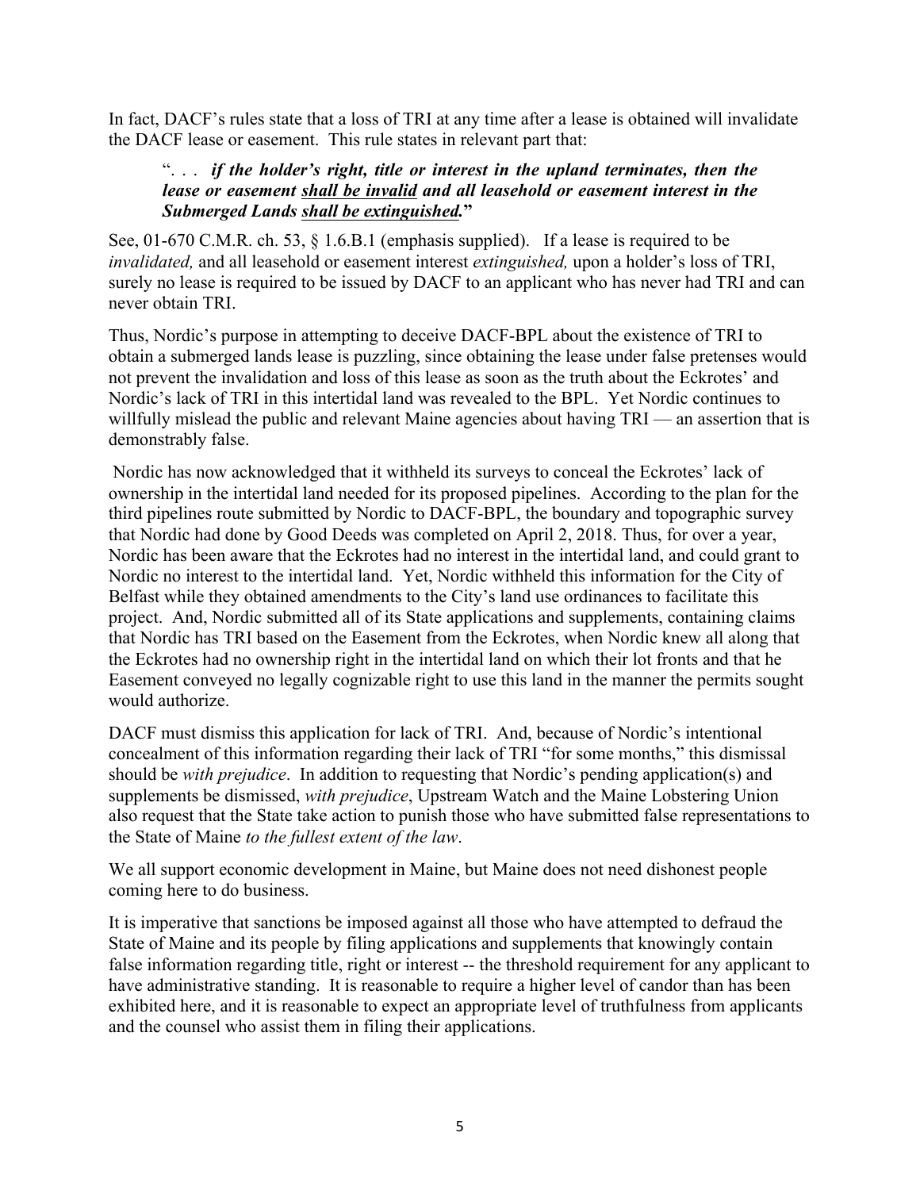In fact, DACF's rules state that a loss of TRI at any time after a lease is obtained will invalidate the DACF lease or easement. This rule states in relevant part that:

> ". . . ***if the holder's right, title or interest in the upland terminates, then the lease or easement <u>shall be invalid</u> and all leasehold or easement interest in the Submerged Lands <u>shall be extinguished</u>.***"

See, 01-670 C.M.R. ch. 53, § 1.6.B.1 (emphasis supplied). If a lease is required to be *invalidated,* and all leasehold or easement interest *extinguished,* upon a holder's loss of TRI, surely no lease is required to be issued by DACF to an applicant who has never had TRI and can never obtain TRI.

Thus, Nordic's purpose in attempting to deceive DACF-BPL about the existence of TRI to obtain a submerged lands lease is puzzling, since obtaining the lease under false pretenses would not prevent the invalidation and loss of this lease as soon as the truth about the Eckrotes' and Nordic's lack of TRI in this intertidal land was revealed to the BPL. Yet Nordic continues to willfully mislead the public and relevant Maine agencies about having TRI — an assertion that is demonstrably false.

Nordic has now acknowledged that it withheld its surveys to conceal the Eckrotes' lack of ownership in the intertidal land needed for its proposed pipelines. According to the plan for the third pipelines route submitted by Nordic to DACF-BPL, the boundary and topographic survey that Nordic had done by Good Deeds was completed on April 2, 2018. Thus, for over a year, Nordic has been aware that the Eckrotes had no interest in the intertidal land, and could grant to Nordic no interest to the intertidal land. Yet, Nordic withheld this information for the City of Belfast while they obtained amendments to the City's land use ordinances to facilitate this project. And, Nordic submitted all of its State applications and supplements, containing claims that Nordic has TRI based on the Easement from the Eckrotes, when Nordic knew all along that the Eckrotes had no ownership right in the intertidal land on which their lot fronts and that he Easement conveyed no legally cognizable right to use this land in the manner the permits sought would authorize.

DACF must dismiss this application for lack of TRI. And, because of Nordic's intentional concealment of this information regarding their lack of TRI "for some months," this dismissal should be *with prejudice*. In addition to requesting that Nordic's pending application(s) and supplements be dismissed, *with prejudice*, Upstream Watch and the Maine Lobstering Union also request that the State take action to punish those who have submitted false representations to the State of Maine *to the fullest extent of the law*.

We all support economic development in Maine, but Maine does not need dishonest people coming here to do business.

It is imperative that sanctions be imposed against all those who have attempted to defraud the State of Maine and its people by filing applications and supplements that knowingly contain false information regarding title, right or interest -- the threshold requirement for any applicant to have administrative standing. It is reasonable to require a higher level of candor than has been exhibited here, and it is reasonable to expect an appropriate level of truthfulness from applicants and the counsel who assist them in filing their applications.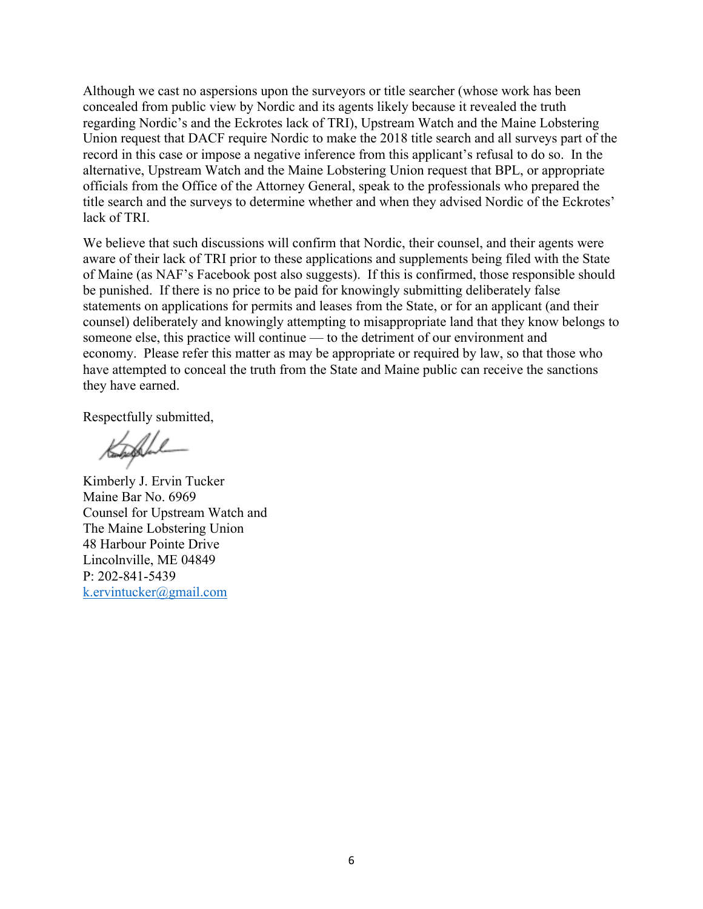Although we cast no aspersions upon the surveyors or title searcher (whose work has been concealed from public view by Nordic and its agents likely because it revealed the truth regarding Nordic's and the Eckrotes lack of TRI), Upstream Watch and the Maine Lobstering Union request that DACF require Nordic to make the 2018 title search and all surveys part of the record in this case or impose a negative inference from this applicant's refusal to do so. In the alternative, Upstream Watch and the Maine Lobstering Union request that BPL, or appropriate officials from the Office of the Attorney General, speak to the professionals who prepared the title search and the surveys to determine whether and when they advised Nordic of the Eckrotes' lack of TRI.

We believe that such discussions will confirm that Nordic, their counsel, and their agents were aware of their lack of TRI prior to these applications and supplements being filed with the State of Maine (as NAF's Facebook post also suggests). If this is confirmed, those responsible should be punished. If there is no price to be paid for knowingly submitting deliberately false statements on applications for permits and leases from the State, or for an applicant (and their counsel) deliberately and knowingly attempting to misappropriate land that they know belongs to someone else, this practice will continue — to the detriment of our environment and economy. Please refer this matter as may be appropriate or required by law, so that those who have attempted to conceal the truth from the State and Maine public can receive the sanctions they have earned.

Respectfully submitted,

Kimberly J. Ervin Tucker
Maine Bar No. 6969
Counsel for Upstream Watch and
The Maine Lobstering Union
48 Harbour Pointe Drive
Lincolnville, ME 04849
P: 202-841-5439
k.ervintucker@gmail.com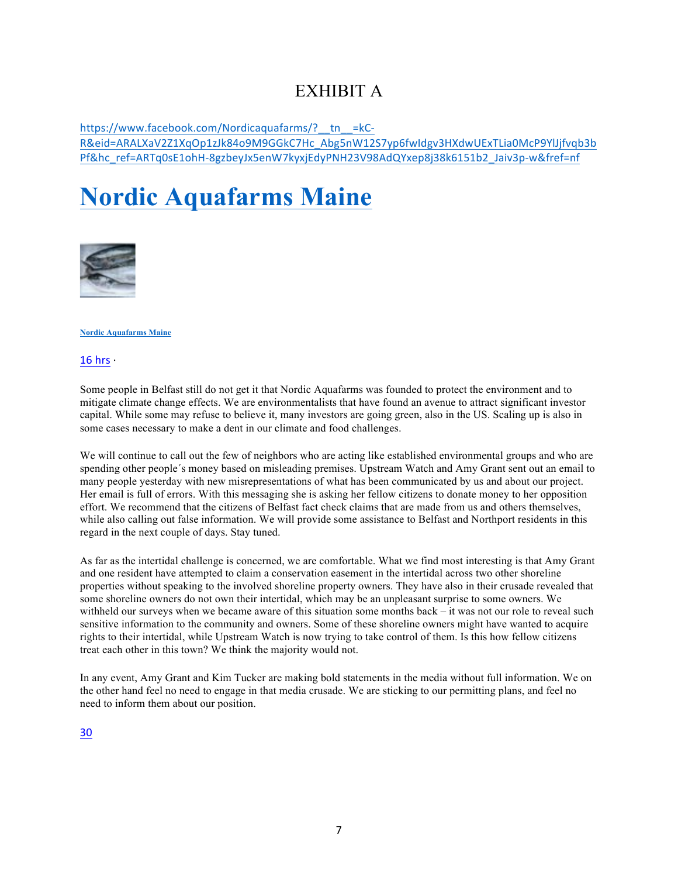# EXHIBIT A

https://www.facebook.com/Nordicaquafarms/?__tn__=kC-R&eid=ARALXaV2Z1XqOp1zJk84o9M9GGkC7Hc_Abg5nW12S7yp6fwIdgv3HXdwUExTLia0McP9YlJjfvqb3bPf&hc_ref=ARTq0sE1ohH-8gzbeyJx5enW7kyxjEdyPNH23V98AdQYxep8j38k6151b2_Jaiv3p-w&fref=nf

# Nordic Aquafarms Maine

Nordic Aquafarms Maine

16 hrs ·

Some people in Belfast still do not get it that Nordic Aquafarms was founded to protect the environment and to mitigate climate change effects. We are environmentalists that have found an avenue to attract significant investor capital. While some may refuse to believe it, many investors are going green, also in the US. Scaling up is also in some cases necessary to make a dent in our climate and food challenges.

We will continue to call out the few of neighbors who are acting like established environmental groups and who are spending other people´s money based on misleading premises. Upstream Watch and Amy Grant sent out an email to many people yesterday with new misrepresentations of what has been communicated by us and about our project. Her email is full of errors. With this messaging she is asking her fellow citizens to donate money to her opposition effort. We recommend that the citizens of Belfast fact check claims that are made from us and others themselves, while also calling out false information. We will provide some assistance to Belfast and Northport residents in this regard in the next couple of days. Stay tuned.

As far as the intertidal challenge is concerned, we are comfortable. What we find most interesting is that Amy Grant and one resident have attempted to claim a conservation easement in the intertidal across two other shoreline properties without speaking to the involved shoreline property owners. They have also in their crusade revealed that some shoreline owners do not own their intertidal, which may be an unpleasant surprise to some owners. We withheld our surveys when we became aware of this situation some months back – it was not our role to reveal such sensitive information to the community and owners. Some of these shoreline owners might have wanted to acquire rights to their intertidal, while Upstream Watch is now trying to take control of them. Is this how fellow citizens treat each other in this town? We think the majority would not.

In any event, Amy Grant and Kim Tucker are making bold statements in the media without full information. We on the other hand feel no need to engage in that media crusade. We are sticking to our permitting plans, and feel no need to inform them about our position.

30